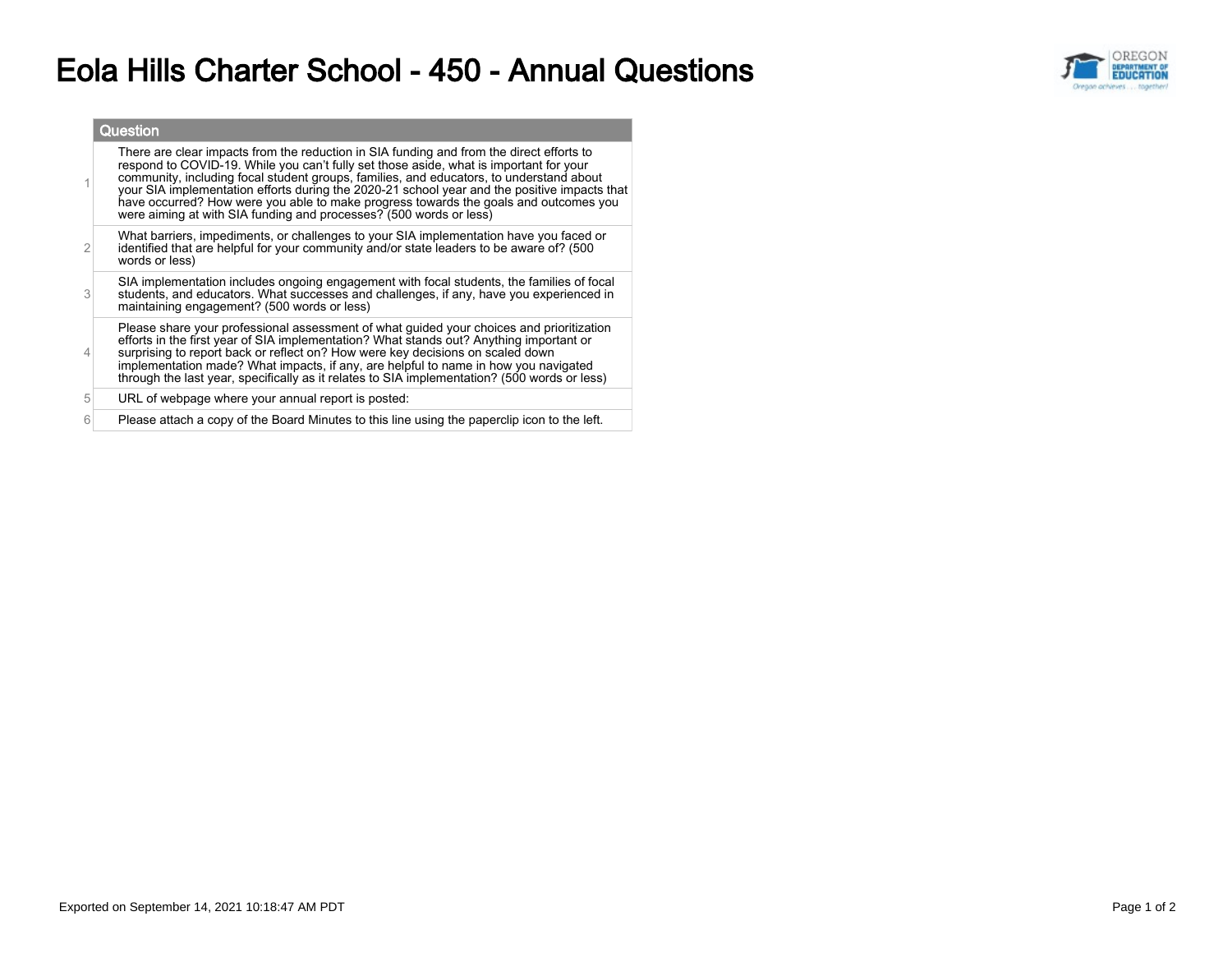# Eola Hills Charter School - 450 - Annual Questions

| | Question |
|---|---|
| 1 | There are clear impacts from the reduction in SIA funding and from the direct efforts to respond to COVID-19. While you can't fully set those aside, what is important for your community, including focal student groups, families, and educators, to understand about your SIA implementation efforts during the 2020-21 school year and the positive impacts that have occurred? How were you able to make progress towards the goals and outcomes you were aiming at with SIA funding and processes? (500 words or less) |
| 2 | What barriers, impediments, or challenges to your SIA implementation have you faced or identified that are helpful for your community and/or state leaders to be aware of? (500 words or less) |
| 3 | SIA implementation includes ongoing engagement with focal students, the families of focal students, and educators. What successes and challenges, if any, have you experienced in maintaining engagement? (500 words or less) |
| 4 | Please share your professional assessment of what guided your choices and prioritization efforts in the first year of SIA implementation? What stands out? Anything important or surprising to report back or reflect on? How were key decisions on scaled down implementation made? What impacts, if any, are helpful to name in how you navigated through the last year, specifically as it relates to SIA implementation? (500 words or less) |
| 5 | URL of webpage where your annual report is posted: |
| 6 | Please attach a copy of the Board Minutes to this line using the paperclip icon to the left. |

Exported on September 14, 2021 10:18:47 AM PDT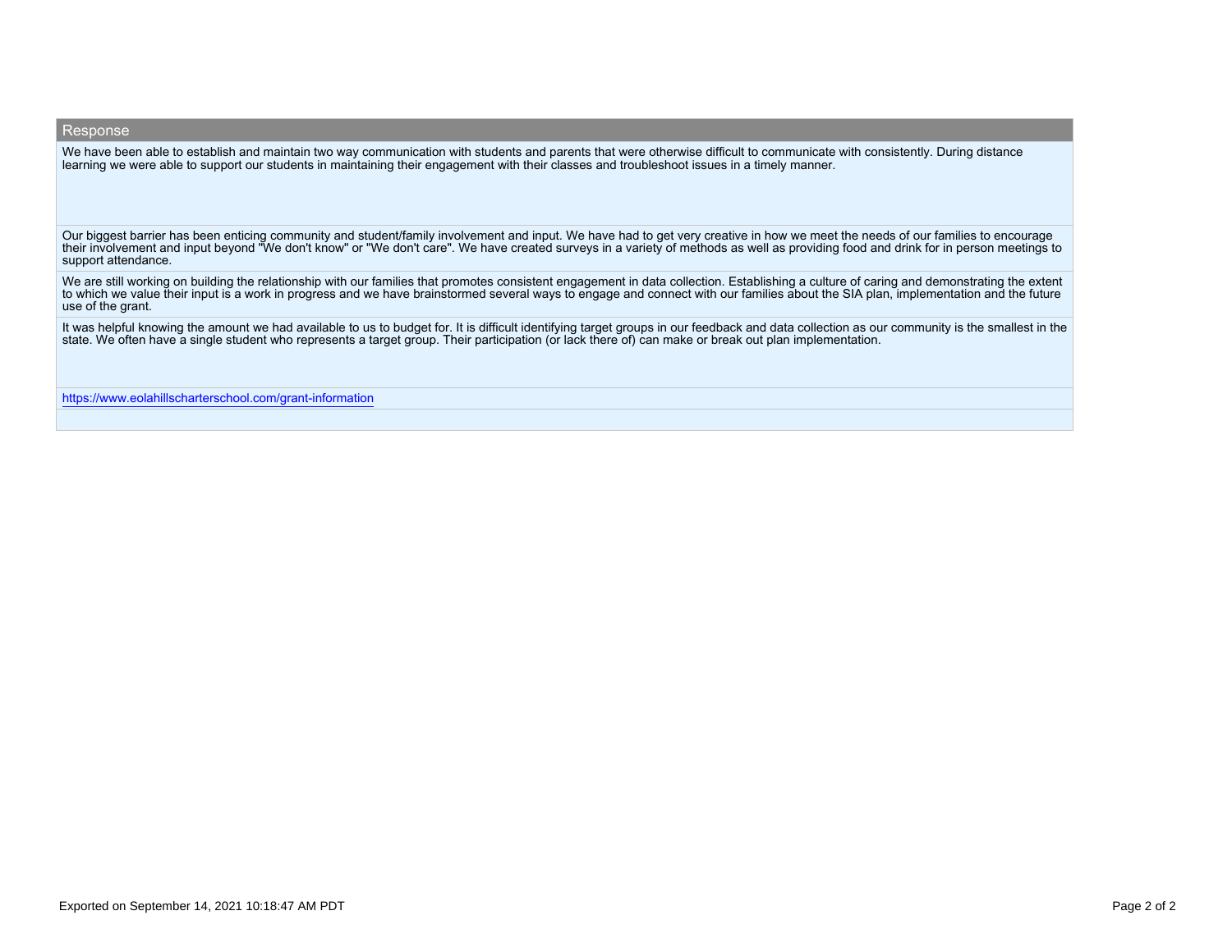| Response |
| --- |
| We have been able to establish and maintain two way communication with students and parents that were otherwise difficult to communicate with consistently. During distance learning we were able to support our students in maintaining their engagement with their classes and troubleshoot issues in a timely manner. |
| Our biggest barrier has been enticing community and student/family involvement and input. We have had to get very creative in how we meet the needs of our families to encourage their involvement and input beyond "We don't know" or "We don't care". We have created surveys in a variety of methods as well as providing food and drink for in person meetings to support attendance. |
| We are still working on building the relationship with our families that promotes consistent engagement in data collection. Establishing a culture of caring and demonstrating the extent to which we value their input is a work in progress and we have brainstormed several ways to engage and connect with our families about the SIA plan, implementation and the future use of the grant. |
| It was helpful knowing the amount we had available to us to budget for. It is difficult identifying target groups in our feedback and data collection as our community is the smallest in the state. We often have a single student who represents a target group. Their participation (or lack there of) can make or break out plan implementation. |
| https://www.eolahillscharterschool.com/grant-information |
| |

Exported on September 14, 2021 10:18:47 AM PDT